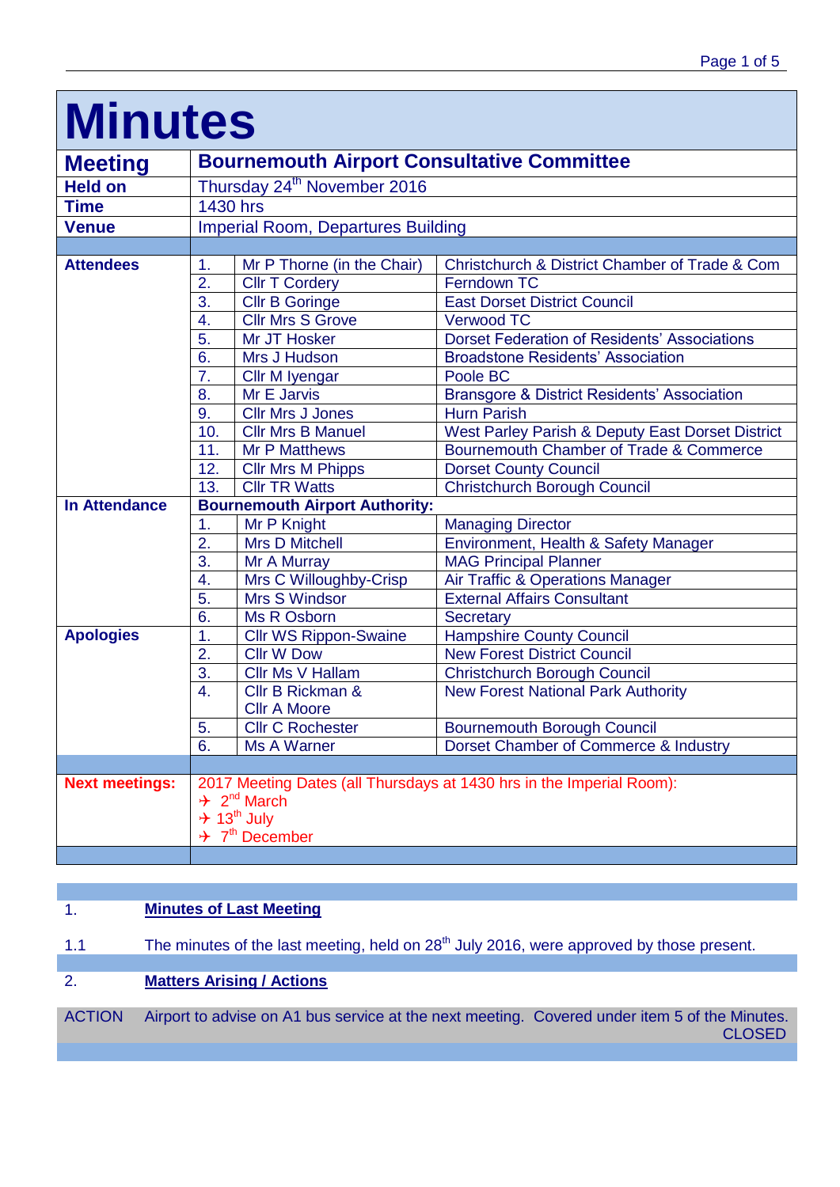# Minutes

| | | |
|---|---|---|
| **Meeting** | **Bournemouth Airport Consultative Committee** | |
| **Held on** | Thursday 24th November 2016 | |
| **Time** | 1430 hrs | |
| **Venue** | Imperial Room, Departures Building | |

| | | | |
|---|---|---|---|
| **Attendees** | 1. | Mr P Thorne (in the Chair) | Christchurch & District Chamber of Trade & Com |
| | 2. | Cllr T Cordery | Ferndown TC |
| | 3. | Cllr B Goringe | East Dorset District Council |
| | 4. | Cllr Mrs S Grove | Verwood TC |
| | 5. | Mr JT Hosker | Dorset Federation of Residents' Associations |
| | 6. | Mrs J Hudson | Broadstone Residents' Association |
| | 7. | Cllr M Iyengar | Poole BC |
| | 8. | Mr E Jarvis | Bransgore & District Residents' Association |
| | 9. | Cllr Mrs J Jones | Hurn Parish |
| | 10. | Cllr Mrs B Manuel | West Parley Parish & Deputy East Dorset District |
| | 11. | Mr P Matthews | Bournemouth Chamber of Trade & Commerce |
| | 12. | Cllr Mrs M Phipps | Dorset County Council |
| | 13. | Cllr TR Watts | Christchurch Borough Council |
| **In Attendance** | **Bournemouth Airport Authority:** | | |
| | 1. | Mr P Knight | Managing Director |
| | 2. | Mrs D Mitchell | Environment, Health & Safety Manager |
| | 3. | Mr A Murray | MAG Principal Planner |
| | 4. | Mrs C Willoughby-Crisp | Air Traffic & Operations Manager |
| | 5. | Mrs S Windsor | External Affairs Consultant |
| | 6. | Ms R Osborn | Secretary |
| **Apologies** | 1. | Cllr WS Rippon-Swaine | Hampshire County Council |
| | 2. | Cllr W Dow | New Forest District Council |
| | 3. | Cllr Ms V Hallam | Christchurch Borough Council |
| | 4. | Cllr B Rickman & Cllr A Moore | New Forest National Park Authority |
| | 5. | Cllr C Rochester | Bournemouth Borough Council |
| | 6. | Ms A Warner | Dorset Chamber of Commerce & Industry |

**Next meetings:** 2017 Meeting Dates (all Thursdays at 1430 hrs in the Imperial Room):

- ✈ 2nd March
- ✈ 13th July
- ✈ 7th December

## 1. Minutes of Last Meeting

1.1 The minutes of the last meeting, held on 28th July 2016, were approved by those present.

## 2. Matters Arising / Actions

ACTION Airport to advise on A1 bus service at the next meeting. Covered under item 5 of the Minutes. CLOSED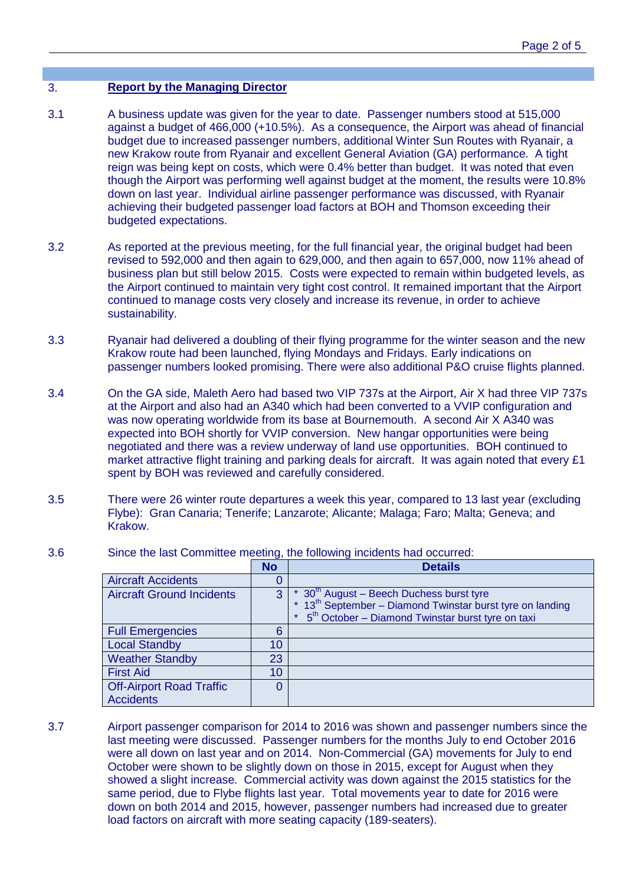## 3. Report by the Managing Director

3.1 A business update was given for the year to date. Passenger numbers stood at 515,000 against a budget of 466,000 (+10.5%). As a consequence, the Airport was ahead of financial budget due to increased passenger numbers, additional Winter Sun Routes with Ryanair, a new Krakow route from Ryanair and excellent General Aviation (GA) performance. A tight reign was being kept on costs, which were 0.4% better than budget. It was noted that even though the Airport was performing well against budget at the moment, the results were 10.8% down on last year. Individual airline passenger performance was discussed, with Ryanair achieving their budgeted passenger load factors at BOH and Thomson exceeding their budgeted expectations.

3.2 As reported at the previous meeting, for the full financial year, the original budget had been revised to 592,000 and then again to 629,000, and then again to 657,000, now 11% ahead of business plan but still below 2015. Costs were expected to remain within budgeted levels, as the Airport continued to maintain very tight cost control. It remained important that the Airport continued to manage costs very closely and increase its revenue, in order to achieve sustainability.

3.3 Ryanair had delivered a doubling of their flying programme for the winter season and the new Krakow route had been launched, flying Mondays and Fridays. Early indications on passenger numbers looked promising. There were also additional P&O cruise flights planned.

3.4 On the GA side, Maleth Aero had based two VIP 737s at the Airport, Air X had three VIP 737s at the Airport and also had an A340 which had been converted to a VVIP configuration and was now operating worldwide from its base at Bournemouth. A second Air X A340 was expected into BOH shortly for VVIP conversion. New hangar opportunities were being negotiated and there was a review underway of land use opportunities. BOH continued to market attractive flight training and parking deals for aircraft. It was again noted that every £1 spent by BOH was reviewed and carefully considered.

3.5 There were 26 winter route departures a week this year, compared to 13 last year (excluding Flybe): Gran Canaria; Tenerife; Lanzarote; Alicante; Malaga; Faro; Malta; Geneva; and Krakow.

3.6 Since the last Committee meeting, the following incidents had occurred:

| | No | Details |
|---|---|---|
| Aircraft Accidents | 0 | |
| Aircraft Ground Incidents | 3 | * 30th August – Beech Duchess burst tyre<br>* 13th September – Diamond Twinstar burst tyre on landing<br>* 5th October – Diamond Twinstar burst tyre on taxi |
| Full Emergencies | 6 | |
| Local Standby | 10 | |
| Weather Standby | 23 | |
| First Aid | 10 | |
| Off-Airport Road Traffic Accidents | 0 | |

3.7 Airport passenger comparison for 2014 to 2016 was shown and passenger numbers since the last meeting were discussed. Passenger numbers for the months July to end October 2016 were all down on last year and on 2014. Non-Commercial (GA) movements for July to end October were shown to be slightly down on those in 2015, except for August when they showed a slight increase. Commercial activity was down against the 2015 statistics for the same period, due to Flybe flights last year. Total movements year to date for 2016 were down on both 2014 and 2015, however, passenger numbers had increased due to greater load factors on aircraft with more seating capacity (189-seaters).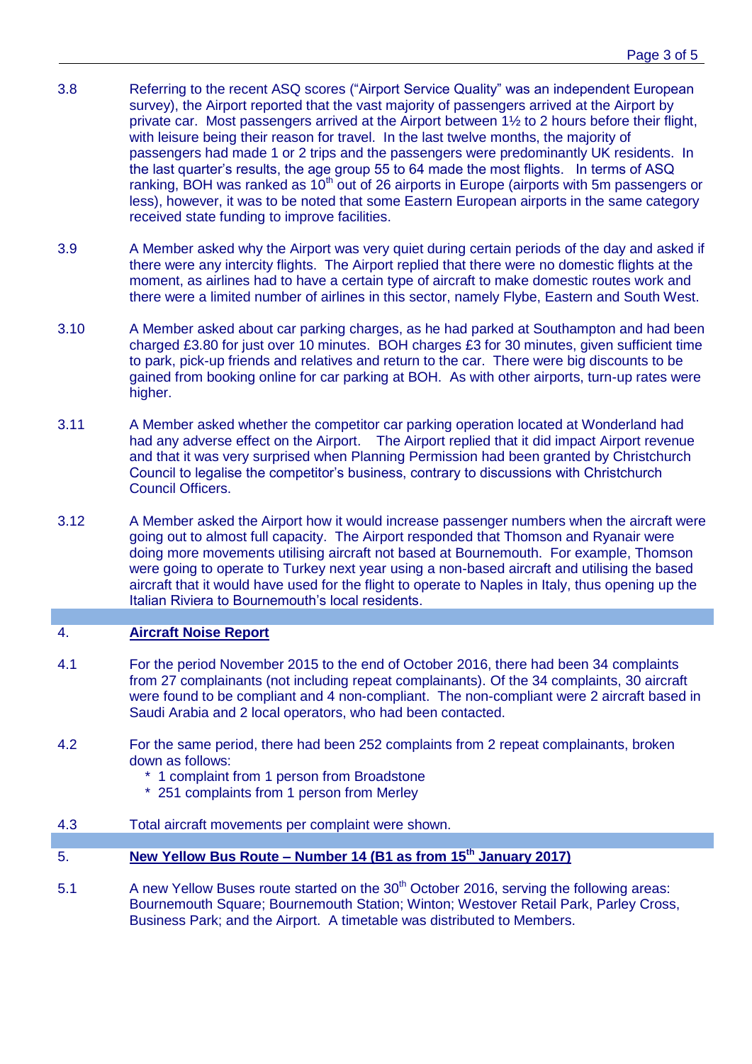3.8 Referring to the recent ASQ scores ("Airport Service Quality" was an independent European survey), the Airport reported that the vast majority of passengers arrived at the Airport by private car. Most passengers arrived at the Airport between 1½ to 2 hours before their flight, with leisure being their reason for travel. In the last twelve months, the majority of passengers had made 1 or 2 trips and the passengers were predominantly UK residents. In the last quarter's results, the age group 55 to 64 made the most flights. In terms of ASQ ranking, BOH was ranked as 10th out of 26 airports in Europe (airports with 5m passengers or less), however, it was to be noted that some Eastern European airports in the same category received state funding to improve facilities.

3.9 A Member asked why the Airport was very quiet during certain periods of the day and asked if there were any intercity flights. The Airport replied that there were no domestic flights at the moment, as airlines had to have a certain type of aircraft to make domestic routes work and there were a limited number of airlines in this sector, namely Flybe, Eastern and South West.

3.10 A Member asked about car parking charges, as he had parked at Southampton and had been charged £3.80 for just over 10 minutes. BOH charges £3 for 30 minutes, given sufficient time to park, pick-up friends and relatives and return to the car. There were big discounts to be gained from booking online for car parking at BOH. As with other airports, turn-up rates were higher.

3.11 A Member asked whether the competitor car parking operation located at Wonderland had had any adverse effect on the Airport. The Airport replied that it did impact Airport revenue and that it was very surprised when Planning Permission had been granted by Christchurch Council to legalise the competitor's business, contrary to discussions with Christchurch Council Officers.

3.12 A Member asked the Airport how it would increase passenger numbers when the aircraft were going out to almost full capacity. The Airport responded that Thomson and Ryanair were doing more movements utilising aircraft not based at Bournemouth. For example, Thomson were going to operate to Turkey next year using a non-based aircraft and utilising the based aircraft that it would have used for the flight to operate to Naples in Italy, thus opening up the Italian Riviera to Bournemouth's local residents.

## 4. Aircraft Noise Report

4.1 For the period November 2015 to the end of October 2016, there had been 34 complaints from 27 complainants (not including repeat complainants). Of the 34 complaints, 30 aircraft were found to be compliant and 4 non-compliant. The non-compliant were 2 aircraft based in Saudi Arabia and 2 local operators, who had been contacted.

4.2 For the same period, there had been 252 complaints from 2 repeat complainants, broken down as follows:

* 1 complaint from 1 person from Broadstone
* 251 complaints from 1 person from Merley

4.3 Total aircraft movements per complaint were shown.

## 5. New Yellow Bus Route – Number 14 (B1 as from 15th January 2017)

5.1 A new Yellow Buses route started on the 30th October 2016, serving the following areas: Bournemouth Square; Bournemouth Station; Winton; Westover Retail Park, Parley Cross, Business Park; and the Airport. A timetable was distributed to Members.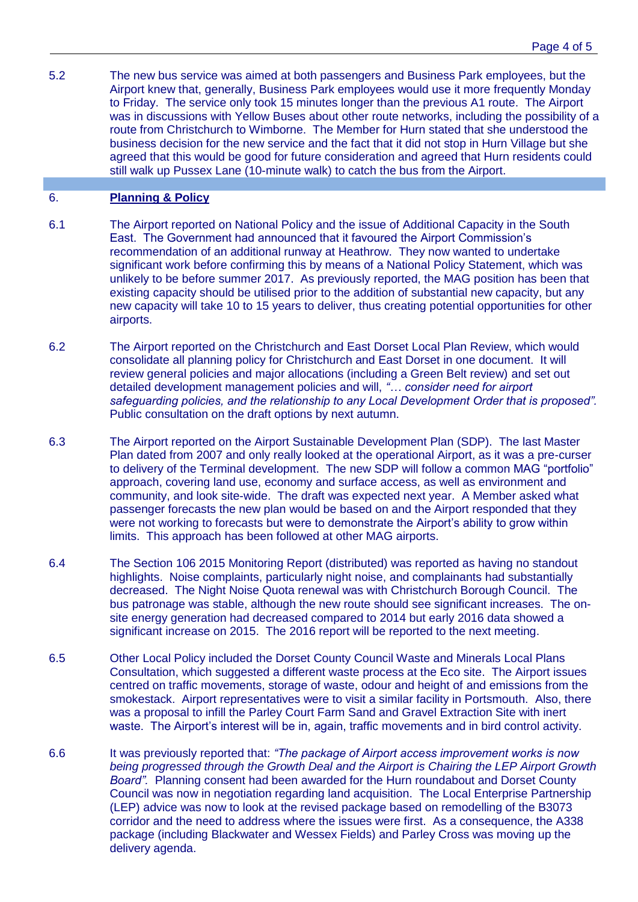5.2 The new bus service was aimed at both passengers and Business Park employees, but the Airport knew that, generally, Business Park employees would use it more frequently Monday to Friday. The service only took 15 minutes longer than the previous A1 route. The Airport was in discussions with Yellow Buses about other route networks, including the possibility of a route from Christchurch to Wimborne. The Member for Hurn stated that she understood the business decision for the new service and the fact that it did not stop in Hurn Village but she agreed that this would be good for future consideration and agreed that Hurn residents could still walk up Pussex Lane (10-minute walk) to catch the bus from the Airport.

## 6. **Planning & Policy**

6.1 The Airport reported on National Policy and the issue of Additional Capacity in the South East. The Government had announced that it favoured the Airport Commission's recommendation of an additional runway at Heathrow. They now wanted to undertake significant work before confirming this by means of a National Policy Statement, which was unlikely to be before summer 2017. As previously reported, the MAG position has been that existing capacity should be utilised prior to the addition of substantial new capacity, but any new capacity will take 10 to 15 years to deliver, thus creating potential opportunities for other airports.

6.2 The Airport reported on the Christchurch and East Dorset Local Plan Review, which would consolidate all planning policy for Christchurch and East Dorset in one document. It will review general policies and major allocations (including a Green Belt review) and set out detailed development management policies and will, *"… consider need for airport safeguarding policies, and the relationship to any Local Development Order that is proposed".* Public consultation on the draft options by next autumn.

6.3 The Airport reported on the Airport Sustainable Development Plan (SDP). The last Master Plan dated from 2007 and only really looked at the operational Airport, as it was a pre-curser to delivery of the Terminal development. The new SDP will follow a common MAG "portfolio" approach, covering land use, economy and surface access, as well as environment and community, and look site-wide. The draft was expected next year. A Member asked what passenger forecasts the new plan would be based on and the Airport responded that they were not working to forecasts but were to demonstrate the Airport's ability to grow within limits. This approach has been followed at other MAG airports.

6.4 The Section 106 2015 Monitoring Report (distributed) was reported as having no standout highlights. Noise complaints, particularly night noise, and complainants had substantially decreased. The Night Noise Quota renewal was with Christchurch Borough Council. The bus patronage was stable, although the new route should see significant increases. The on-site energy generation had decreased compared to 2014 but early 2016 data showed a significant increase on 2015. The 2016 report will be reported to the next meeting.

6.5 Other Local Policy included the Dorset County Council Waste and Minerals Local Plans Consultation, which suggested a different waste process at the Eco site. The Airport issues centred on traffic movements, storage of waste, odour and height of and emissions from the smokestack. Airport representatives were to visit a similar facility in Portsmouth. Also, there was a proposal to infill the Parley Court Farm Sand and Gravel Extraction Site with inert waste. The Airport's interest will be in, again, traffic movements and in bird control activity.

6.6 It was previously reported that: *"The package of Airport access improvement works is now being progressed through the Growth Deal and the Airport is Chairing the LEP Airport Growth Board".* Planning consent had been awarded for the Hurn roundabout and Dorset County Council was now in negotiation regarding land acquisition. The Local Enterprise Partnership (LEP) advice was now to look at the revised package based on remodelling of the B3073 corridor and the need to address where the issues were first. As a consequence, the A338 package (including Blackwater and Wessex Fields) and Parley Cross was moving up the delivery agenda.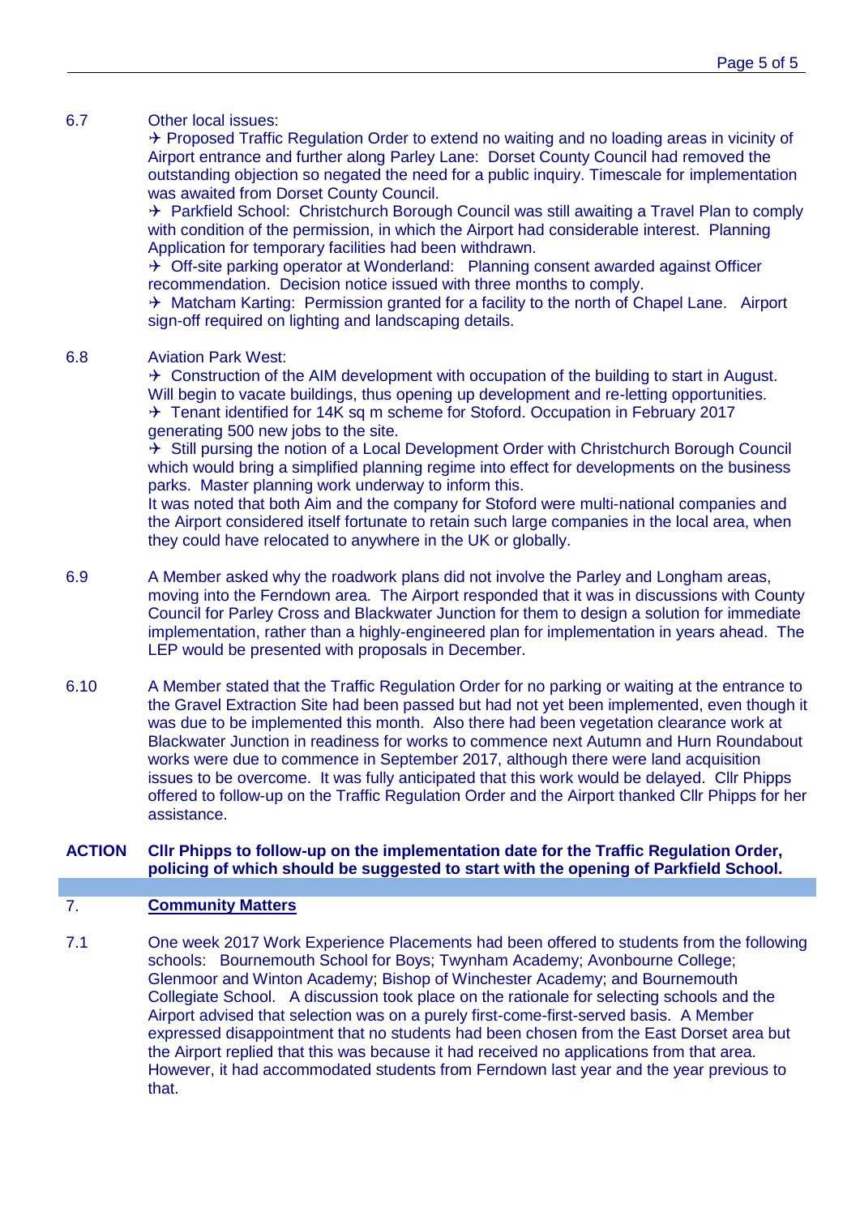6.7 Other local issues:

✈ Proposed Traffic Regulation Order to extend no waiting and no loading areas in vicinity of Airport entrance and further along Parley Lane: Dorset County Council had removed the outstanding objection so negated the need for a public inquiry. Timescale for implementation was awaited from Dorset County Council.

✈ Parkfield School: Christchurch Borough Council was still awaiting a Travel Plan to comply with condition of the permission, in which the Airport had considerable interest. Planning Application for temporary facilities had been withdrawn.

✈ Off-site parking operator at Wonderland: Planning consent awarded against Officer recommendation. Decision notice issued with three months to comply.

✈ Matcham Karting: Permission granted for a facility to the north of Chapel Lane. Airport sign-off required on lighting and landscaping details.

6.8 Aviation Park West:

✈ Construction of the AIM development with occupation of the building to start in August. Will begin to vacate buildings, thus opening up development and re-letting opportunities.

✈ Tenant identified for 14K sq m scheme for Stoford. Occupation in February 2017 generating 500 new jobs to the site.

✈ Still pursing the notion of a Local Development Order with Christchurch Borough Council which would bring a simplified planning regime into effect for developments on the business parks. Master planning work underway to inform this.

It was noted that both Aim and the company for Stoford were multi-national companies and the Airport considered itself fortunate to retain such large companies in the local area, when they could have relocated to anywhere in the UK or globally.

6.9 A Member asked why the roadwork plans did not involve the Parley and Longham areas, moving into the Ferndown area. The Airport responded that it was in discussions with County Council for Parley Cross and Blackwater Junction for them to design a solution for immediate implementation, rather than a highly-engineered plan for implementation in years ahead. The LEP would be presented with proposals in December.

6.10 A Member stated that the Traffic Regulation Order for no parking or waiting at the entrance to the Gravel Extraction Site had been passed but had not yet been implemented, even though it was due to be implemented this month. Also there had been vegetation clearance work at Blackwater Junction in readiness for works to commence next Autumn and Hurn Roundabout works were due to commence in September 2017, although there were land acquisition issues to be overcome. It was fully anticipated that this work would be delayed. Cllr Phipps offered to follow-up on the Traffic Regulation Order and the Airport thanked Cllr Phipps for her assistance.

**ACTION Cllr Phipps to follow-up on the implementation date for the Traffic Regulation Order, policing of which should be suggested to start with the opening of Parkfield School.**

## 7. Community Matters

7.1 One week 2017 Work Experience Placements had been offered to students from the following schools: Bournemouth School for Boys; Twynham Academy; Avonbourne College; Glenmoor and Winton Academy; Bishop of Winchester Academy; and Bournemouth Collegiate School. A discussion took place on the rationale for selecting schools and the Airport advised that selection was on a purely first-come-first-served basis. A Member expressed disappointment that no students had been chosen from the East Dorset area but the Airport replied that this was because it had received no applications from that area. However, it had accommodated students from Ferndown last year and the year previous to that.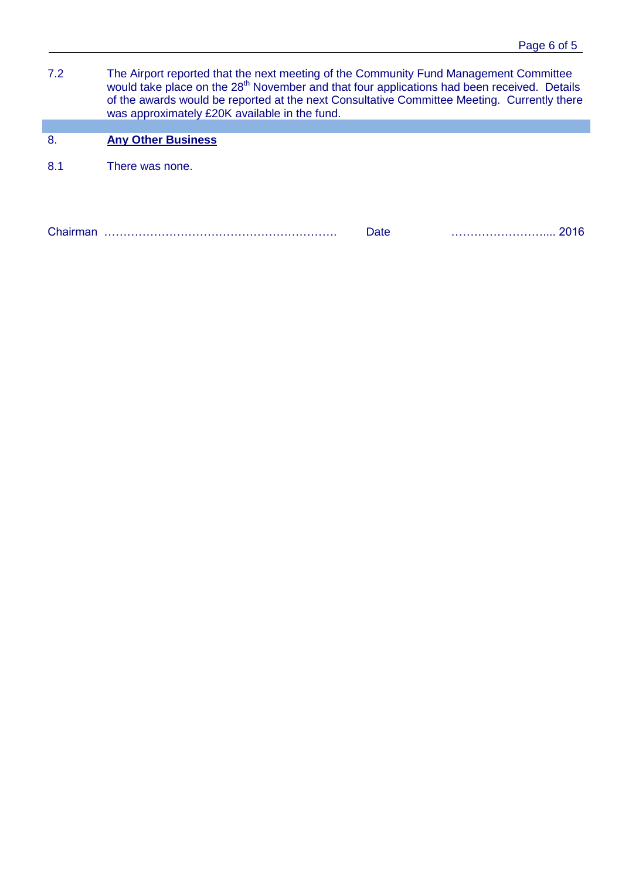7.2 The Airport reported that the next meeting of the Community Fund Management Committee would take place on the 28th November and that four applications had been received. Details of the awards would be reported at the next Consultative Committee Meeting. Currently there was approximately £20K available in the fund.

## 8. **Any Other Business**

8.1 There was none.

Chairman ……………………………………………………. Date …………………….... 2016